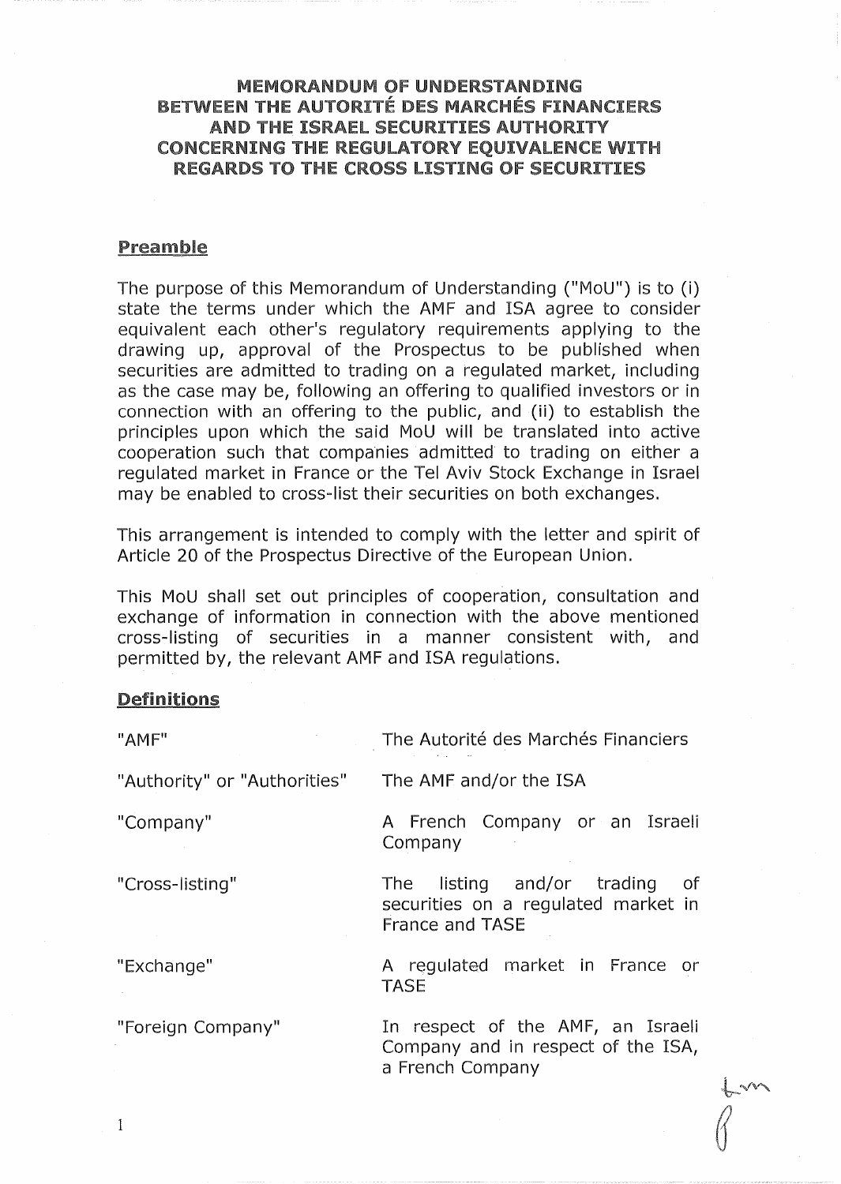# MEMORANDUM OF UNDERSTANDING BETWEEN THE AUTORITÉ DES MARCHÉS FINANCIERS AND THE ISRAEL SECURITIES AUTHORITY CONCERNING THE REGULATORY EQUIVALENCE WITH REGARDS TO THE CROSS LISTING OF SECURITIES

## Preamble

The purpose of this Memorandum of Understanding ("MoU") is to (i) state the terms under which the AMF and ISA agree to consider equivalent each other's regulatory requirements applying to the drawing up, approval of the Prospectus to be published when securities are admitted to trading on a regulated market, including as the case may be, following an offering to qualified investors or in connection with an offering to the public, and (ii) to establish the principles upon which the said MoU will be translated into active cooperation such that companies admitted to trading on either a regulated market in France or the Tel Aviv Stock Exchange in Israel may be enabled to cross-list their securities on both exchanges.

This arrangement is intended to comply with the letter and spirit of Article 20 of the Prospectus Directive of the European Union.

This MoU shall set out principles of cooperation, consultation and exchange of information in connection with the above mentioned cross-listing of securities in a manner consistent with, and permitted by, the relevant AMF and ISA regulations.

## Definitions

| Term | Definition |
|---|---|
| "AMF" | The Autorité des Marchés Financiers |
| "Authority" or "Authorities" | The AMF and/or the ISA |
| "Company" | A French Company or an Israeli Company |
| "Cross-listing" | The listing and/or trading of securities on a regulated market in France and TASE |
| "Exchange" | A regulated market in France or TASE |
| "Foreign Company" | In respect of the AMF, an Israeli Company and in respect of the ISA, a French Company |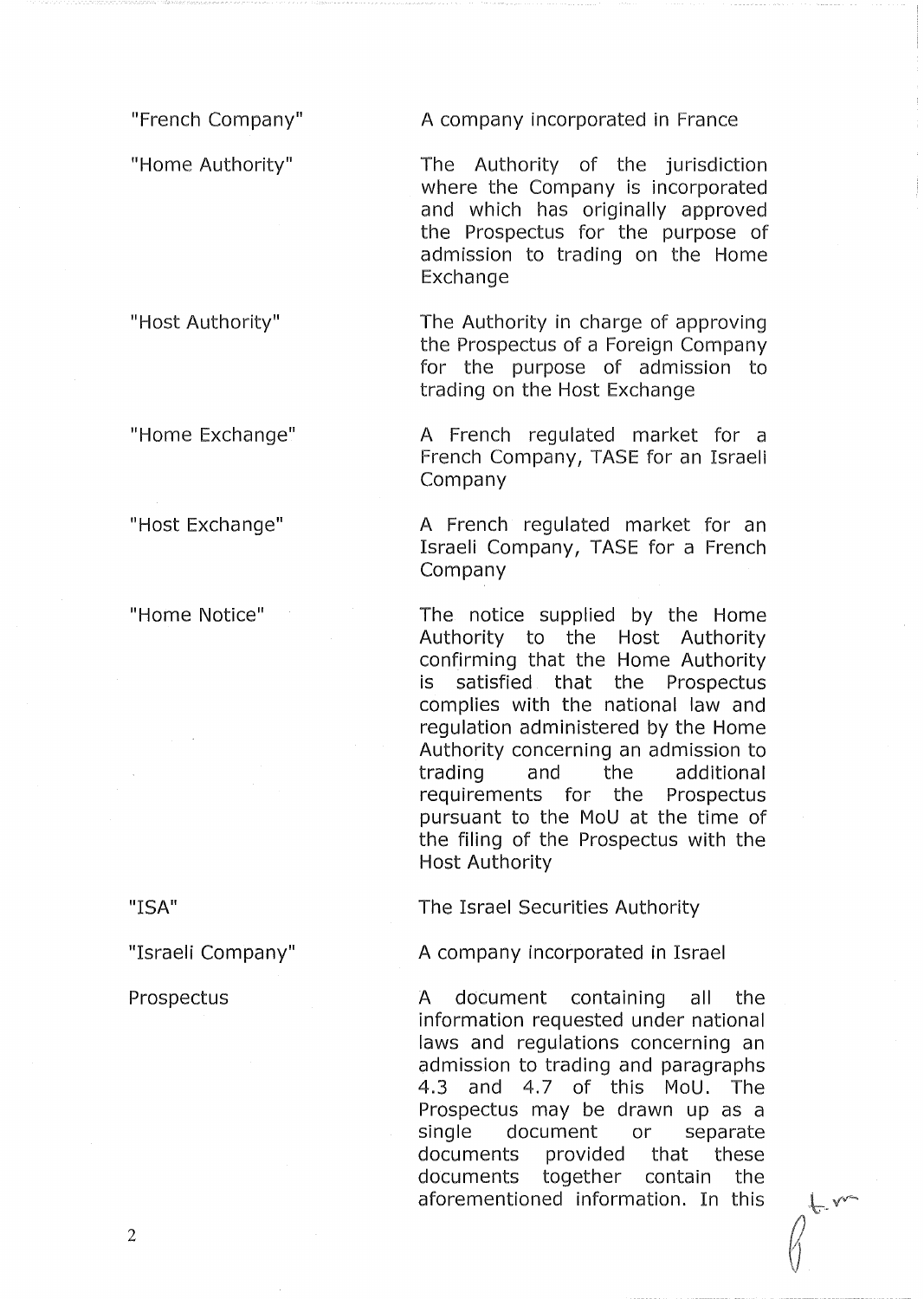| | |
|---|---|
| "French Company" | A company incorporated in France |
| "Home Authority" | The Authority of the jurisdiction where the Company is incorporated and which has originally approved the Prospectus for the purpose of admission to trading on the Home Exchange |
| "Host Authority" | The Authority in charge of approving the Prospectus of a Foreign Company for the purpose of admission to trading on the Host Exchange |
| "Home Exchange" | A French regulated market for a French Company, TASE for an Israeli Company |
| "Host Exchange" | A French regulated market for an Israeli Company, TASE for a French Company |
| "Home Notice" | The notice supplied by the Home Authority to the Host Authority confirming that the Home Authority is satisfied that the Prospectus complies with the national law and regulation administered by the Home Authority concerning an admission to trading and the additional requirements for the Prospectus pursuant to the MoU at the time of the filing of the Prospectus with the Host Authority |
| "ISA" | The Israel Securities Authority |
| "Israeli Company" | A company incorporated in Israel |
| Prospectus | A document containing all the information requested under national laws and regulations concerning an admission to trading and paragraphs 4.3 and 4.7 of this MoU. The Prospectus may be drawn up as a single document or separate documents provided that these documents together contain the aforementioned information. In this |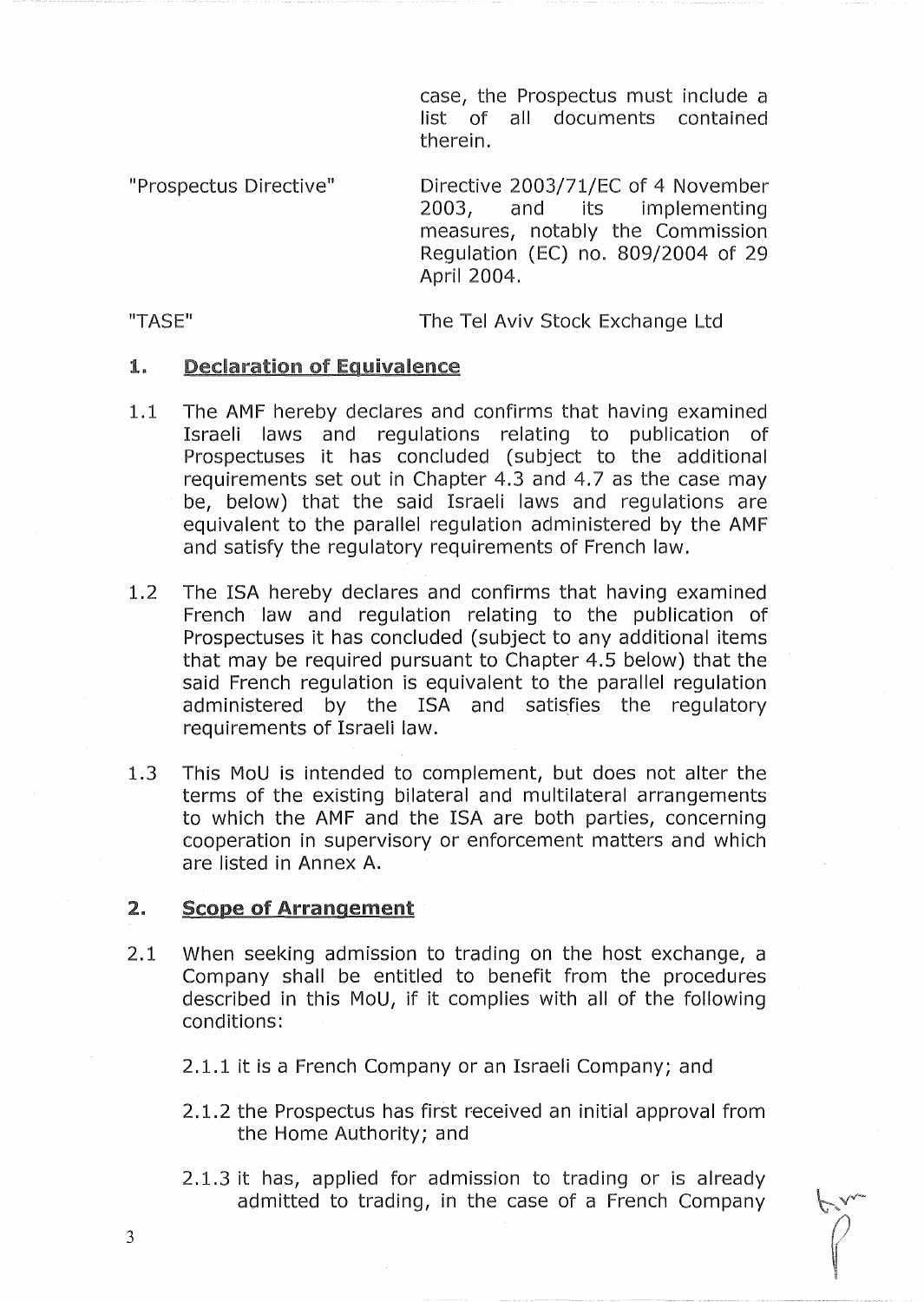case, the Prospectus must include a list of all documents contained therein.

"Prospectus Directive" — Directive 2003/71/EC of 4 November 2003, and its implementing measures, notably the Commission Regulation (EC) no. 809/2004 of 29 April 2004.

"TASE" — The Tel Aviv Stock Exchange Ltd

## 1. Declaration of Equivalence

1.1 The AMF hereby declares and confirms that having examined Israeli laws and regulations relating to publication of Prospectuses it has concluded (subject to the additional requirements set out in Chapter 4.3 and 4.7 as the case may be, below) that the said Israeli laws and regulations are equivalent to the parallel regulation administered by the AMF and satisfy the regulatory requirements of French law.

1.2 The ISA hereby declares and confirms that having examined French law and regulation relating to the publication of Prospectuses it has concluded (subject to any additional items that may be required pursuant to Chapter 4.5 below) that the said French regulation is equivalent to the parallel regulation administered by the ISA and satisfies the regulatory requirements of Israeli law.

1.3 This MoU is intended to complement, but does not alter the terms of the existing bilateral and multilateral arrangements to which the AMF and the ISA are both parties, concerning cooperation in supervisory or enforcement matters and which are listed in Annex A.

## 2. Scope of Arrangement

2.1 When seeking admission to trading on the host exchange, a Company shall be entitled to benefit from the procedures described in this MoU, if it complies with all of the following conditions:

2.1.1 it is a French Company or an Israeli Company; and

2.1.2 the Prospectus has first received an initial approval from the Home Authority; and

2.1.3 it has, applied for admission to trading or is already admitted to trading, in the case of a French Company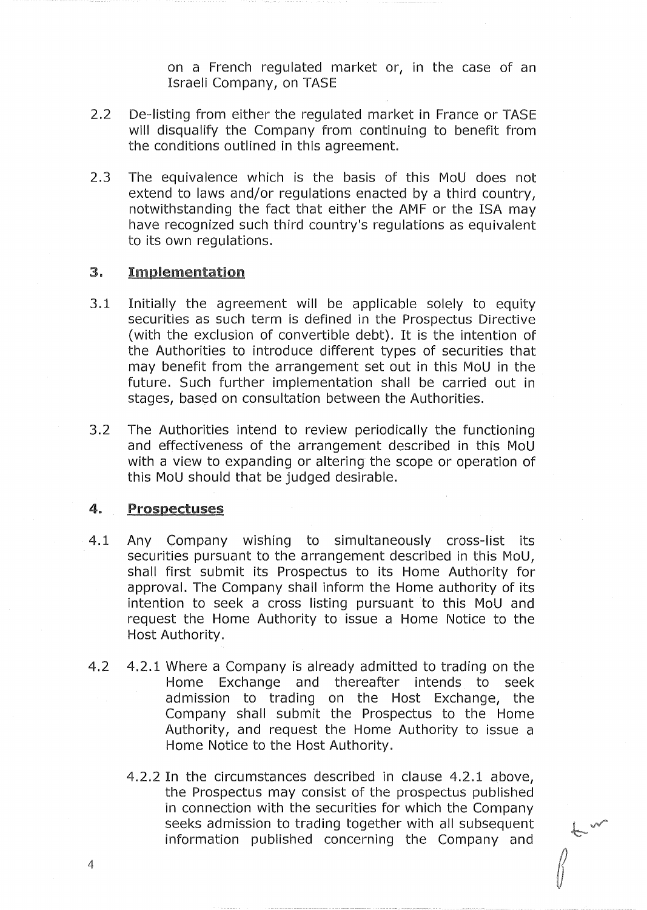on a French regulated market or, in the case of an Israeli Company, on TASE

2.2 De-listing from either the regulated market in France or TASE will disqualify the Company from continuing to benefit from the conditions outlined in this agreement.

2.3 The equivalence which is the basis of this MoU does not extend to laws and/or regulations enacted by a third country, notwithstanding the fact that either the AMF or the ISA may have recognized such third country's regulations as equivalent to its own regulations.

## 3. Implementation

3.1 Initially the agreement will be applicable solely to equity securities as such term is defined in the Prospectus Directive (with the exclusion of convertible debt). It is the intention of the Authorities to introduce different types of securities that may benefit from the arrangement set out in this MoU in the future. Such further implementation shall be carried out in stages, based on consultation between the Authorities.

3.2 The Authorities intend to review periodically the functioning and effectiveness of the arrangement described in this MoU with a view to expanding or altering the scope or operation of this MoU should that be judged desirable.

## 4. Prospectuses

4.1 Any Company wishing to simultaneously cross-list its securities pursuant to the arrangement described in this MoU, shall first submit its Prospectus to its Home Authority for approval. The Company shall inform the Home authority of its intention to seek a cross listing pursuant to this MoU and request the Home Authority to issue a Home Notice to the Host Authority.

4.2 4.2.1 Where a Company is already admitted to trading on the Home Exchange and thereafter intends to seek admission to trading on the Host Exchange, the Company shall submit the Prospectus to the Home Authority, and request the Home Authority to issue a Home Notice to the Host Authority.

4.2.2 In the circumstances described in clause 4.2.1 above, the Prospectus may consist of the prospectus published in connection with the securities for which the Company seeks admission to trading together with all subsequent information published concerning the Company and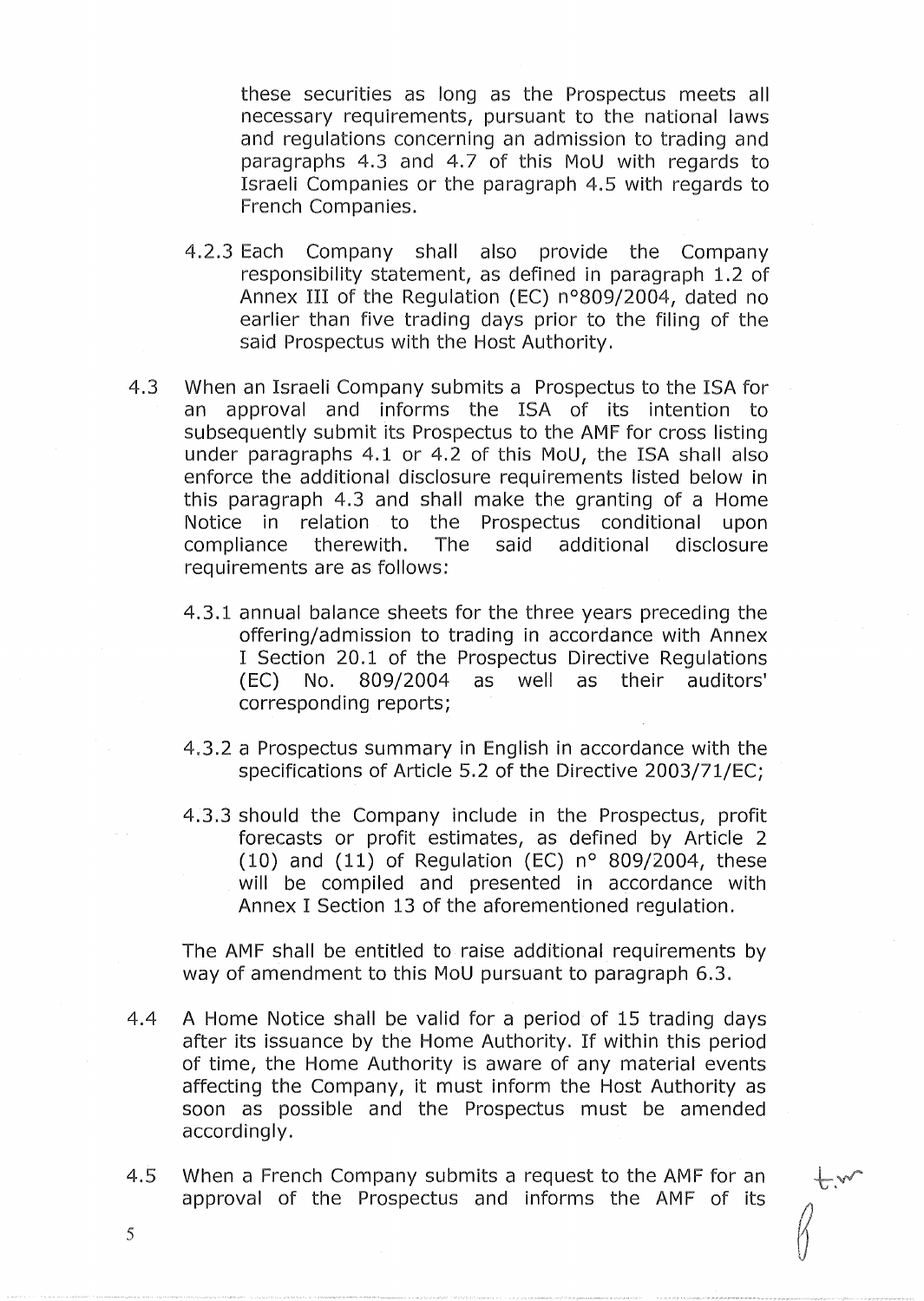these securities as long as the Prospectus meets all necessary requirements, pursuant to the national laws and regulations concerning an admission to trading and paragraphs 4.3 and 4.7 of this MoU with regards to Israeli Companies or the paragraph 4.5 with regards to French Companies.

4.2.3 Each Company shall also provide the Company responsibility statement, as defined in paragraph 1.2 of Annex III of the Regulation (EC) n°809/2004, dated no earlier than five trading days prior to the filing of the said Prospectus with the Host Authority.

4.3 When an Israeli Company submits a Prospectus to the ISA for an approval and informs the ISA of its intention to subsequently submit its Prospectus to the AMF for cross listing under paragraphs 4.1 or 4.2 of this MoU, the ISA shall also enforce the additional disclosure requirements listed below in this paragraph 4.3 and shall make the granting of a Home Notice in relation to the Prospectus conditional upon compliance therewith. The said additional disclosure requirements are as follows:

4.3.1 annual balance sheets for the three years preceding the offering/admission to trading in accordance with Annex I Section 20.1 of the Prospectus Directive Regulations (EC) No. 809/2004 as well as their auditors' corresponding reports;

4.3.2 a Prospectus summary in English in accordance with the specifications of Article 5.2 of the Directive 2003/71/EC;

4.3.3 should the Company include in the Prospectus, profit forecasts or profit estimates, as defined by Article 2 (10) and (11) of Regulation (EC) n° 809/2004, these will be compiled and presented in accordance with Annex I Section 13 of the aforementioned regulation.

The AMF shall be entitled to raise additional requirements by way of amendment to this MoU pursuant to paragraph 6.3.

4.4 A Home Notice shall be valid for a period of 15 trading days after its issuance by the Home Authority. If within this period of time, the Home Authority is aware of any material events affecting the Company, it must inform the Host Authority as soon as possible and the Prospectus must be amended accordingly.

4.5 When a French Company submits a request to the AMF for an approval of the Prospectus and informs the AMF of its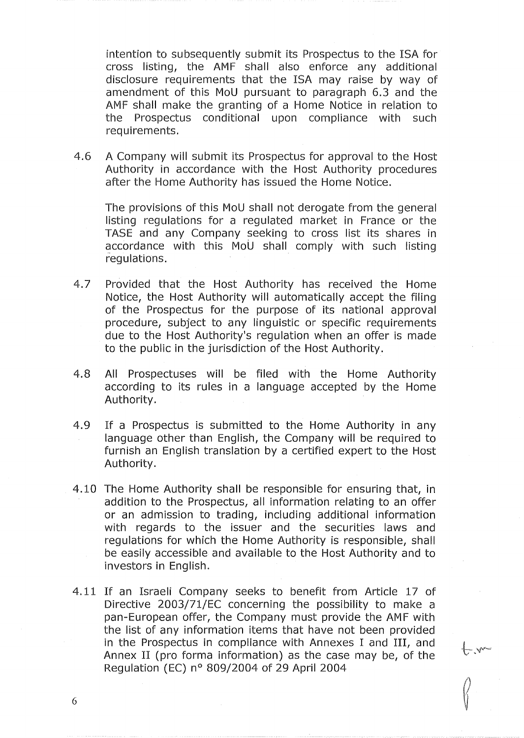intention to subsequently submit its Prospectus to the ISA for cross listing, the AMF shall also enforce any additional disclosure requirements that the ISA may raise by way of amendment of this MoU pursuant to paragraph 6.3 and the AMF shall make the granting of a Home Notice in relation to the Prospectus conditional upon compliance with such requirements.

4.6 A Company will submit its Prospectus for approval to the Host Authority in accordance with the Host Authority procedures after the Home Authority has issued the Home Notice.

The provisions of this MoU shall not derogate from the general listing regulations for a regulated market in France or the TASE and any Company seeking to cross list its shares in accordance with this MoU shall comply with such listing regulations.

4.7 Provided that the Host Authority has received the Home Notice, the Host Authority will automatically accept the filing of the Prospectus for the purpose of its national approval procedure, subject to any linguistic or specific requirements due to the Host Authority's regulation when an offer is made to the public in the jurisdiction of the Host Authority.

4.8 All Prospectuses will be filed with the Home Authority according to its rules in a language accepted by the Home Authority.

4.9 If a Prospectus is submitted to the Home Authority in any language other than English, the Company will be required to furnish an English translation by a certified expert to the Host Authority.

4.10 The Home Authority shall be responsible for ensuring that, in addition to the Prospectus, all information relating to an offer or an admission to trading, including additional information with regards to the issuer and the securities laws and regulations for which the Home Authority is responsible, shall be easily accessible and available to the Host Authority and to investors in English.

4.11 If an Israeli Company seeks to benefit from Article 17 of Directive 2003/71/EC concerning the possibility to make a pan-European offer, the Company must provide the AMF with the list of any information items that have not been provided in the Prospectus in compliance with Annexes I and III, and Annex II (pro forma information) as the case may be, of the Regulation (EC) n° 809/2004 of 29 April 2004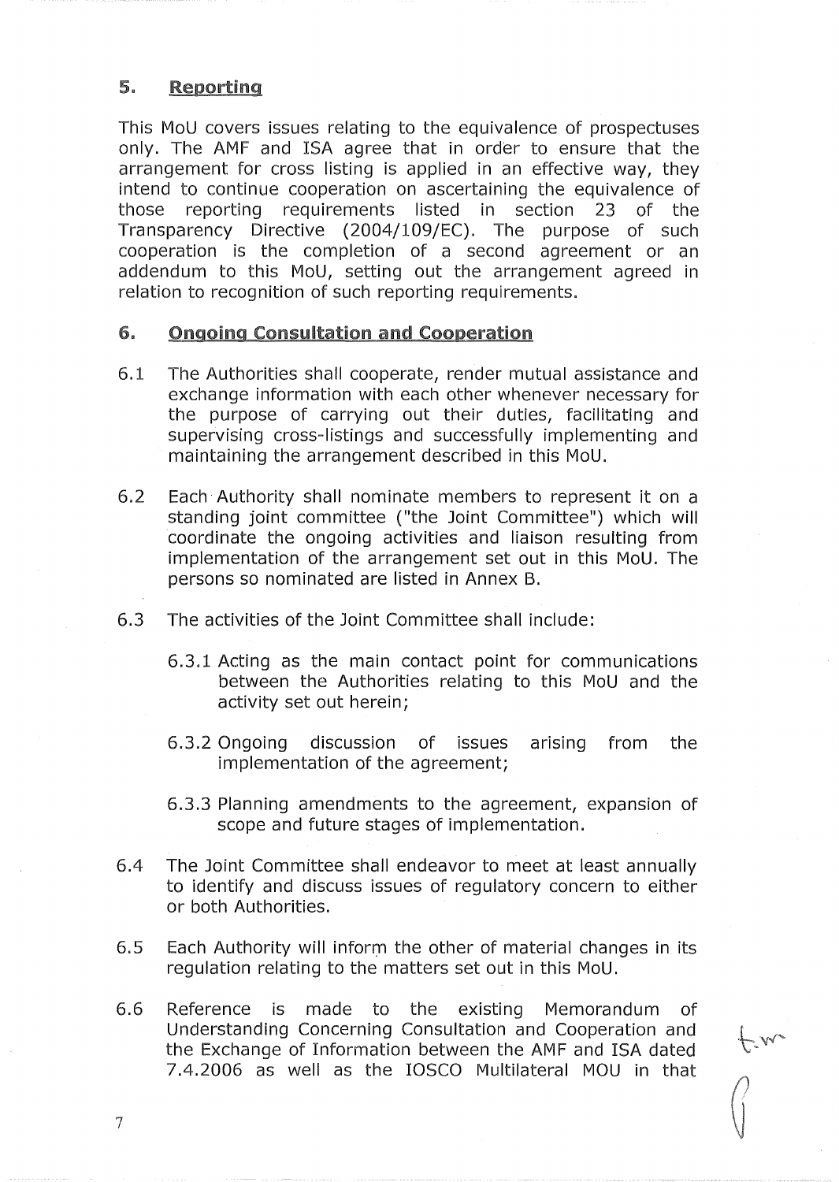## 5. Reporting

This MoU covers issues relating to the equivalence of prospectuses only. The AMF and ISA agree that in order to ensure that the arrangement for cross listing is applied in an effective way, they intend to continue cooperation on ascertaining the equivalence of those reporting requirements listed in section 23 of the Transparency Directive (2004/109/EC). The purpose of such cooperation is the completion of a second agreement or an addendum to this MoU, setting out the arrangement agreed in relation to recognition of such reporting requirements.

## 6. Ongoing Consultation and Cooperation

6.1 The Authorities shall cooperate, render mutual assistance and exchange information with each other whenever necessary for the purpose of carrying out their duties, facilitating and supervising cross-listings and successfully implementing and maintaining the arrangement described in this MoU.

6.2 Each Authority shall nominate members to represent it on a standing joint committee ("the Joint Committee") which will coordinate the ongoing activities and liaison resulting from implementation of the arrangement set out in this MoU. The persons so nominated are listed in Annex B.

6.3 The activities of the Joint Committee shall include:

6.3.1 Acting as the main contact point for communications between the Authorities relating to this MoU and the activity set out herein;

6.3.2 Ongoing discussion of issues arising from the implementation of the agreement;

6.3.3 Planning amendments to the agreement, expansion of scope and future stages of implementation.

6.4 The Joint Committee shall endeavor to meet at least annually to identify and discuss issues of regulatory concern to either or both Authorities.

6.5 Each Authority will inform the other of material changes in its regulation relating to the matters set out in this MoU.

6.6 Reference is made to the existing Memorandum of Understanding Concerning Consultation and Cooperation and the Exchange of Information between the AMF and ISA dated 7.4.2006 as well as the IOSCO Multilateral MOU in that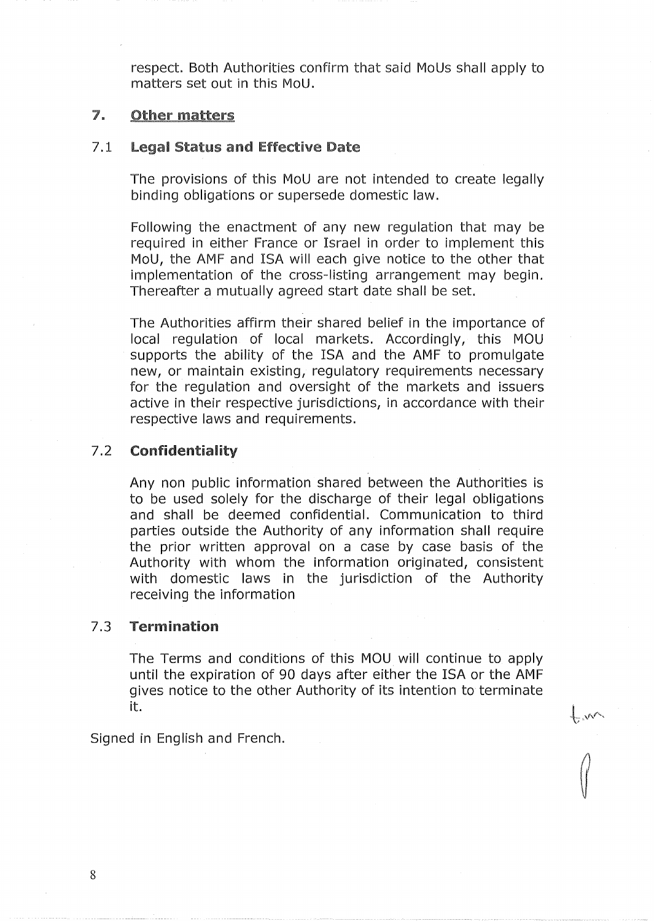respect. Both Authorities confirm that said MoUs shall apply to matters set out in this MoU.

## 7. Other matters

### 7.1 Legal Status and Effective Date

The provisions of this MoU are not intended to create legally binding obligations or supersede domestic law.

Following the enactment of any new regulation that may be required in either France or Israel in order to implement this MoU, the AMF and ISA will each give notice to the other that implementation of the cross-listing arrangement may begin. Thereafter a mutually agreed start date shall be set.

The Authorities affirm their shared belief in the importance of local regulation of local markets. Accordingly, this MOU supports the ability of the ISA and the AMF to promulgate new, or maintain existing, regulatory requirements necessary for the regulation and oversight of the markets and issuers active in their respective jurisdictions, in accordance with their respective laws and requirements.

### 7.2 Confidentiality

Any non public information shared between the Authorities is to be used solely for the discharge of their legal obligations and shall be deemed confidential. Communication to third parties outside the Authority of any information shall require the prior written approval on a case by case basis of the Authority with whom the information originated, consistent with domestic laws in the jurisdiction of the Authority receiving the information

### 7.3 Termination

The Terms and conditions of this MOU will continue to apply until the expiration of 90 days after either the ISA or the AMF gives notice to the other Authority of its intention to terminate it.

Signed in English and French.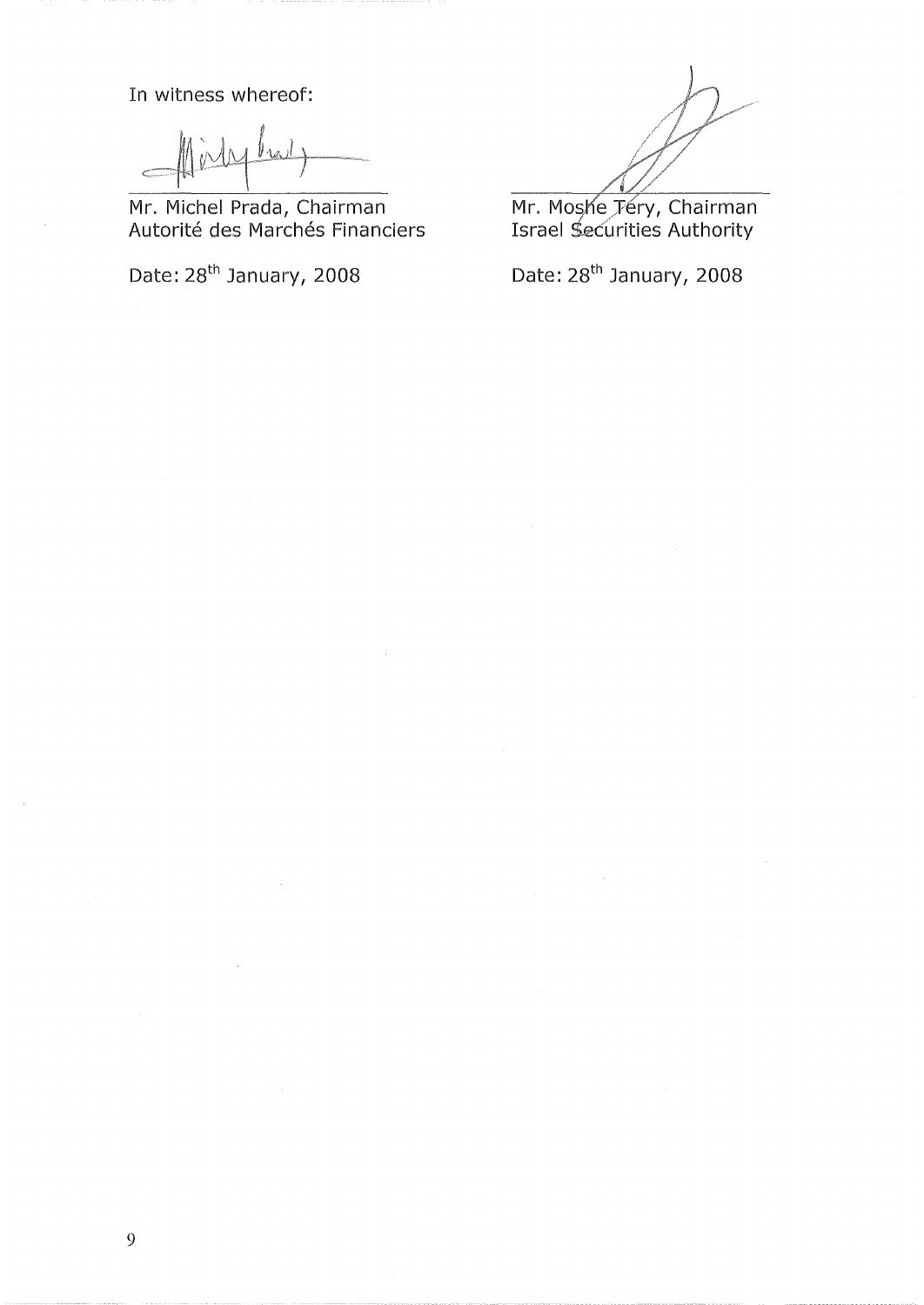In witness whereof:

| | |
|---|---|
| Mr. Michel Prada, Chairman<br>Autorité des Marchés Financiers | Mr. Moshe Téry, Chairman<br>Israel Securities Authority |
| Date: 28th January, 2008 | Date: 28th January, 2008 |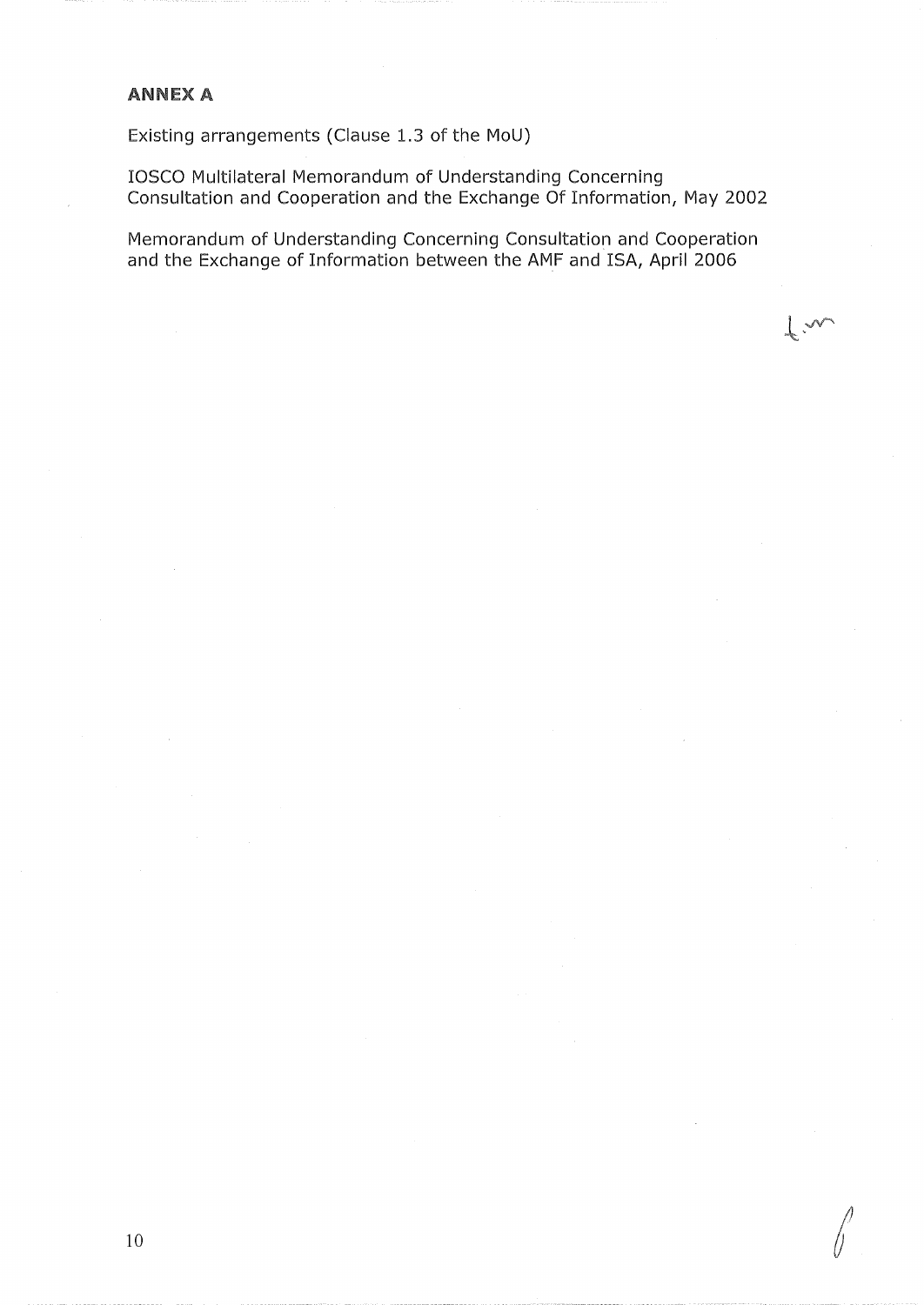## ANNEX A

Existing arrangements (Clause 1.3 of the MoU)

IOSCO Multilateral Memorandum of Understanding Concerning Consultation and Cooperation and the Exchange Of Information, May 2002

Memorandum of Understanding Concerning Consultation and Cooperation and the Exchange of Information between the AMF and ISA, April 2006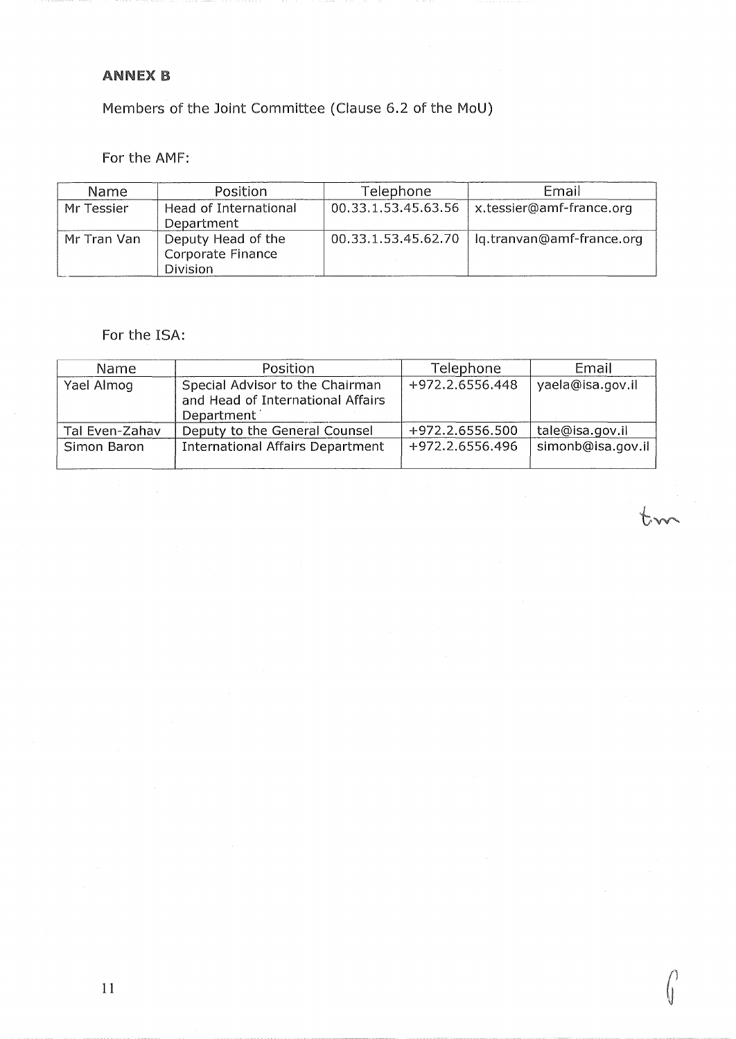**ANNEX B**

Members of the Joint Committee (Clause 6.2 of the MoU)

For the AMF:

| Name | Position | Telephone | Email |
| --- | --- | --- | --- |
| Mr Tessier | Head of International Department | 00.33.1.53.45.63.56 | x.tessier@amf-france.org |
| Mr Tran Van | Deputy Head of the Corporate Finance Division | 00.33.1.53.45.62.70 | lq.tranvan@amf-france.org |

For the ISA:

| Name | Position | Telephone | Email |
| --- | --- | --- | --- |
| Yael Almog | Special Advisor to the Chairman and Head of International Affairs Department | +972.2.6556.448 | yaela@isa.gov.il |
| Tal Even-Zahav | Deputy to the General Counsel | +972.2.6556.500 | tale@isa.gov.il |
| Simon Baron | International Affairs Department | +972.2.6556.496 | simonb@isa.gov.il |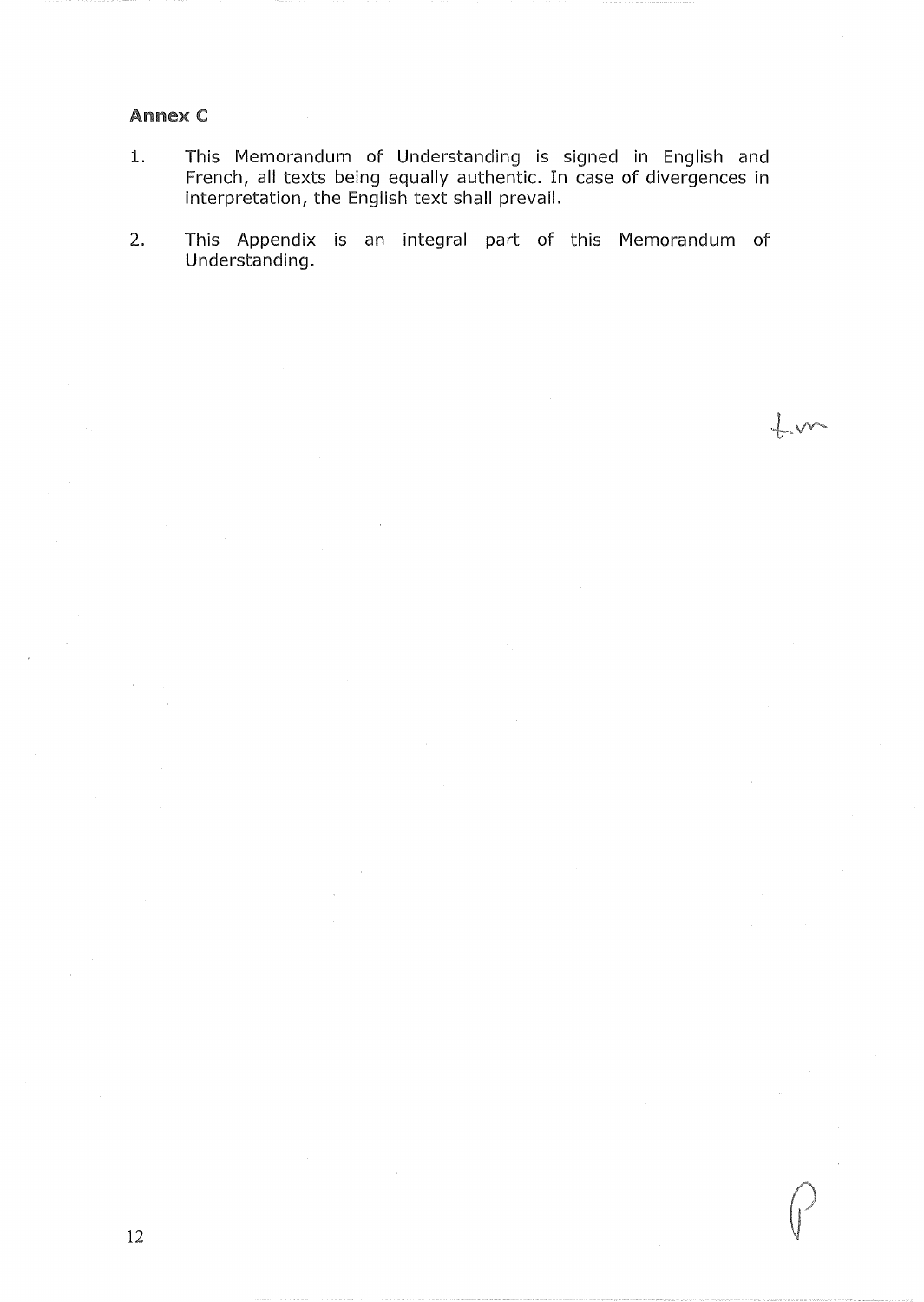**Annex C**

1. This Memorandum of Understanding is signed in English and French, all texts being equally authentic. In case of divergences in interpretation, the English text shall prevail.

2. This Appendix is an integral part of this Memorandum of Understanding.